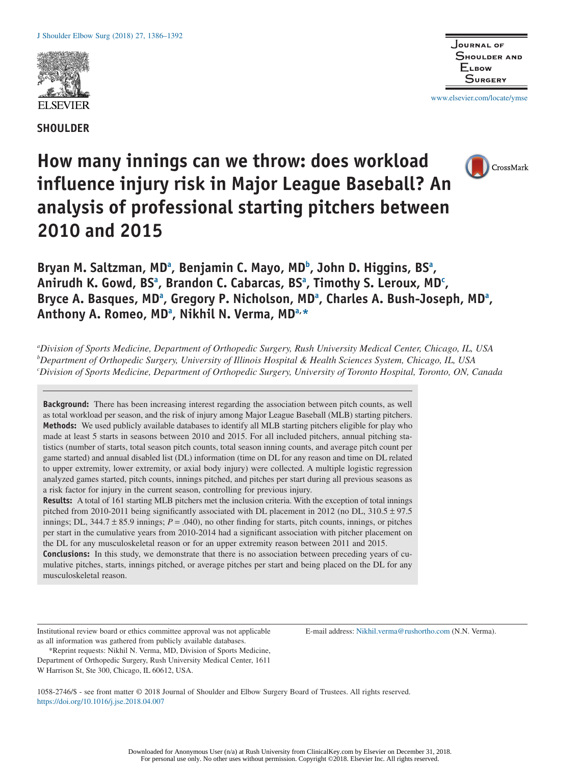SHOULDER

# How many innings can we throw: does workload influence injury risk in Major League Baseball? An analysis of professional starting pitchers between 2010 and 2015

**Bryan M. Saltzman, MD[a], Benjamin C. Mayo, MD[b], John D. Higgins, BS[a], Anirudh K. Gowd, BS[a], Brandon C. Cabarcas, BS[a], Timothy S. Leroux, MD[c], Bryce A. Basques, MD[a], Gregory P. Nicholson, MD[a], Charles A. Bush-Joseph, MD[a], Anthony A. Romeo, MD[a], Nikhil N. Verma, MD[a,]***

[a]*Division of Sports Medicine, Department of Orthopedic Surgery, Rush University Medical Center, Chicago, IL, USA*
[b]*Department of Orthopedic Surgery, University of Illinois Hospital & Health Sciences System, Chicago, IL, USA*
[c]*Division of Sports Medicine, Department of Orthopedic Surgery, University of Toronto Hospital, Toronto, ON, Canada*

**Background:** There has been increasing interest regarding the association between pitch counts, as well as total workload per season, and the risk of injury among Major League Baseball (MLB) starting pitchers.

**Methods:** We used publicly available databases to identify all MLB starting pitchers eligible for play who made at least 5 starts in seasons between 2010 and 2015. For all included pitchers, annual pitching statistics (number of starts, total season pitch counts, total season inning counts, and average pitch count per game started) and annual disabled list (DL) information (time on DL for any reason and time on DL related to upper extremity, lower extremity, or axial body injury) were collected. A multiple logistic regression analyzed games started, pitch counts, innings pitched, and pitches per start during all previous seasons as a risk factor for injury in the current season, controlling for previous injury.

**Results:** A total of 161 starting MLB pitchers met the inclusion criteria. With the exception of total innings pitched from 2010-2011 being significantly associated with DL placement in 2012 (no DL, 310.5 ± 97.5 innings; DL, 344.7 ± 85.9 innings; $P = .040$), no other finding for starts, pitch counts, innings, or pitches per start in the cumulative years from 2010-2014 had a significant association with pitcher placement on the DL for any musculoskeletal reason or for an upper extremity reason between 2011 and 2015.

**Conclusions:** In this study, we demonstrate that there is no association between preceding years of cumulative pitches, starts, innings pitched, or average pitches per start and being placed on the DL for any musculoskeletal reason.

Institutional review board or ethics committee approval was not applicable as all information was gathered from publicly available databases.

*Reprint requests: Nikhil N. Verma, MD, Division of Sports Medicine, Department of Orthopedic Surgery, Rush University Medical Center, 1611 W Harrison St, Ste 300, Chicago, IL 60612, USA.

E-mail address: Nikhil.verma@rushortho.com (N.N. Verma).

1058-2746/$ - see front matter © 2018 Journal of Shoulder and Elbow Surgery Board of Trustees. All rights reserved.
https://doi.org/10.1016/j.jse.2018.04.007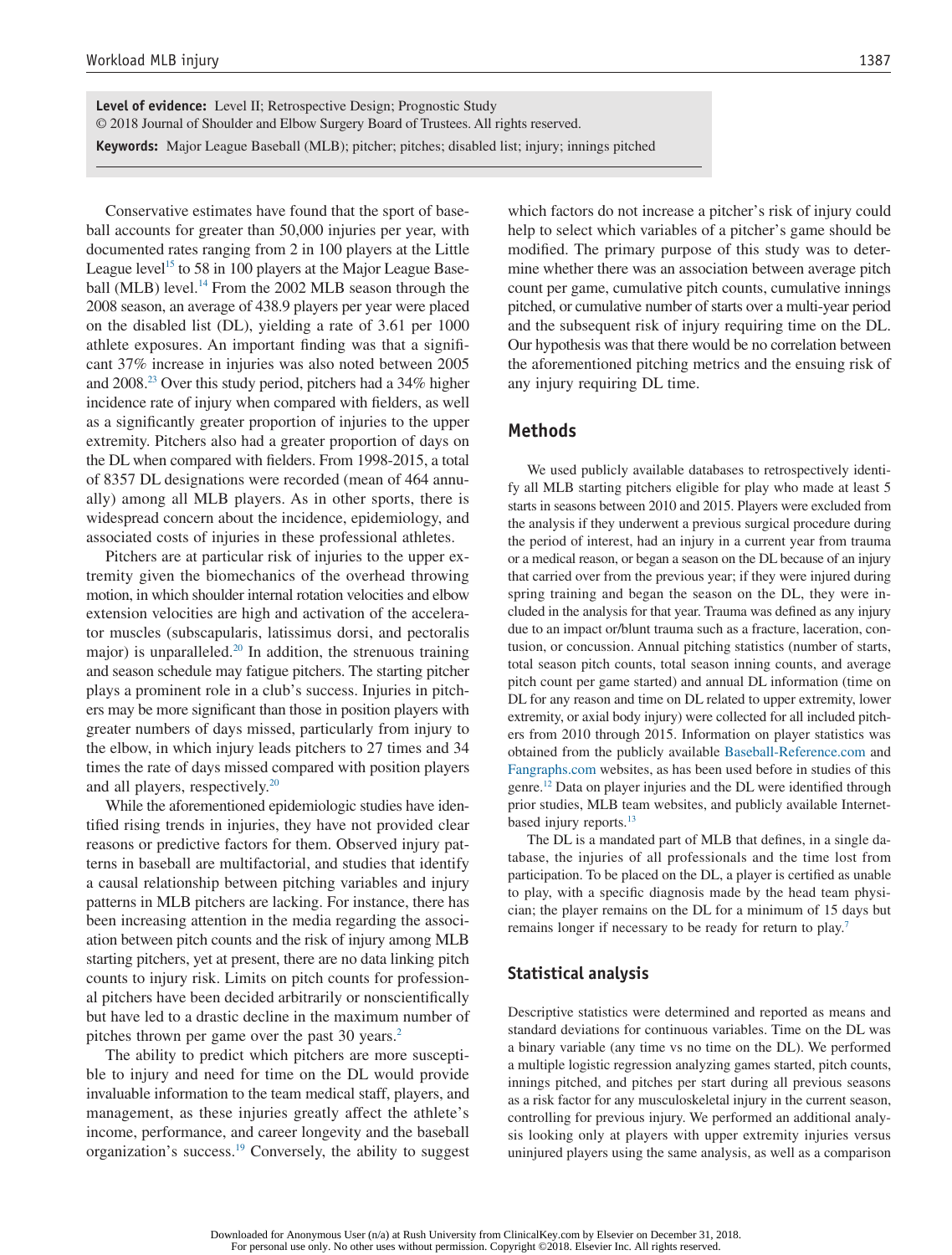**Level of evidence:** Level II; Retrospective Design; Prognostic Study
© 2018 Journal of Shoulder and Elbow Surgery Board of Trustees. All rights reserved.
**Keywords:** Major League Baseball (MLB); pitcher; pitches; disabled list; injury; innings pitched

Conservative estimates have found that the sport of baseball accounts for greater than 50,000 injuries per year, with documented rates ranging from 2 in 100 players at the Little League level[15] to 58 in 100 players at the Major League Baseball (MLB) level.[14] From the 2002 MLB season through the 2008 season, an average of 438.9 players per year were placed on the disabled list (DL), yielding a rate of 3.61 per 1000 athlete exposures. An important finding was that a significant 37% increase in injuries was also noted between 2005 and 2008.[23] Over this study period, pitchers had a 34% higher incidence rate of injury when compared with fielders, as well as a significantly greater proportion of injuries to the upper extremity. Pitchers also had a greater proportion of days on the DL when compared with fielders. From 1998-2015, a total of 8357 DL designations were recorded (mean of 464 annually) among all MLB players. As in other sports, there is widespread concern about the incidence, epidemiology, and associated costs of injuries in these professional athletes.

Pitchers are at particular risk of injuries to the upper extremity given the biomechanics of the overhead throwing motion, in which shoulder internal rotation velocities and elbow extension velocities are high and activation of the accelerator muscles (subscapularis, latissimus dorsi, and pectoralis major) is unparalleled.[20] In addition, the strenuous training and season schedule may fatigue pitchers. The starting pitcher plays a prominent role in a club's success. Injuries in pitchers may be more significant than those in position players with greater numbers of days missed, particularly from injury to the elbow, in which injury leads pitchers to 27 times and 34 times the rate of days missed compared with position players and all players, respectively.[20]

While the aforementioned epidemiologic studies have identified rising trends in injuries, they have not provided clear reasons or predictive factors for them. Observed injury patterns in baseball are multifactorial, and studies that identify a causal relationship between pitching variables and injury patterns in MLB pitchers are lacking. For instance, there has been increasing attention in the media regarding the association between pitch counts and the risk of injury among MLB starting pitchers, yet at present, there are no data linking pitch counts to injury risk. Limits on pitch counts for professional pitchers have been decided arbitrarily or nonscientifically but have led to a drastic decline in the maximum number of pitches thrown per game over the past 30 years.[2]

The ability to predict which pitchers are more susceptible to injury and need for time on the DL would provide invaluable information to the team medical staff, players, and management, as these injuries greatly affect the athlete's income, performance, and career longevity and the baseball organization's success.[19] Conversely, the ability to suggest which factors do not increase a pitcher's risk of injury could help to select which variables of a pitcher's game should be modified. The primary purpose of this study was to determine whether there was an association between average pitch count per game, cumulative pitch counts, cumulative innings pitched, or cumulative number of starts over a multi-year period and the subsequent risk of injury requiring time on the DL. Our hypothesis was that there would be no correlation between the aforementioned pitching metrics and the ensuing risk of any injury requiring DL time.

## Methods

We used publicly available databases to retrospectively identify all MLB starting pitchers eligible for play who made at least 5 starts in seasons between 2010 and 2015. Players were excluded from the analysis if they underwent a previous surgical procedure during the period of interest, had an injury in a current year from trauma or a medical reason, or began a season on the DL because of an injury that carried over from the previous year; if they were injured during spring training and began the season on the DL, they were included in the analysis for that year. Trauma was defined as any injury due to an impact or/blunt trauma such as a fracture, laceration, contusion, or concussion. Annual pitching statistics (number of starts, total season pitch counts, total season inning counts, and average pitch count per game started) and annual DL information (time on DL for any reason and time on DL related to upper extremity, lower extremity, or axial body injury) were collected for all included pitchers from 2010 through 2015. Information on player statistics was obtained from the publicly available Baseball-Reference.com and Fangraphs.com websites, as has been used before in studies of this genre.[12] Data on player injuries and the DL were identified through prior studies, MLB team websites, and publicly available Internet-based injury reports.[13]

The DL is a mandated part of MLB that defines, in a single database, the injuries of all professionals and the time lost from participation. To be placed on the DL, a player is certified as unable to play, with a specific diagnosis made by the head team physician; the player remains on the DL for a minimum of 15 days but remains longer if necessary to be ready for return to play.[7]

### Statistical analysis

Descriptive statistics were determined and reported as means and standard deviations for continuous variables. Time on the DL was a binary variable (any time vs no time on the DL). We performed a multiple logistic regression analyzing games started, pitch counts, innings pitched, and pitches per start during all previous seasons as a risk factor for any musculoskeletal injury in the current season, controlling for previous injury. We performed an additional analysis looking only at players with upper extremity injuries versus uninjured players using the same analysis, as well as a comparison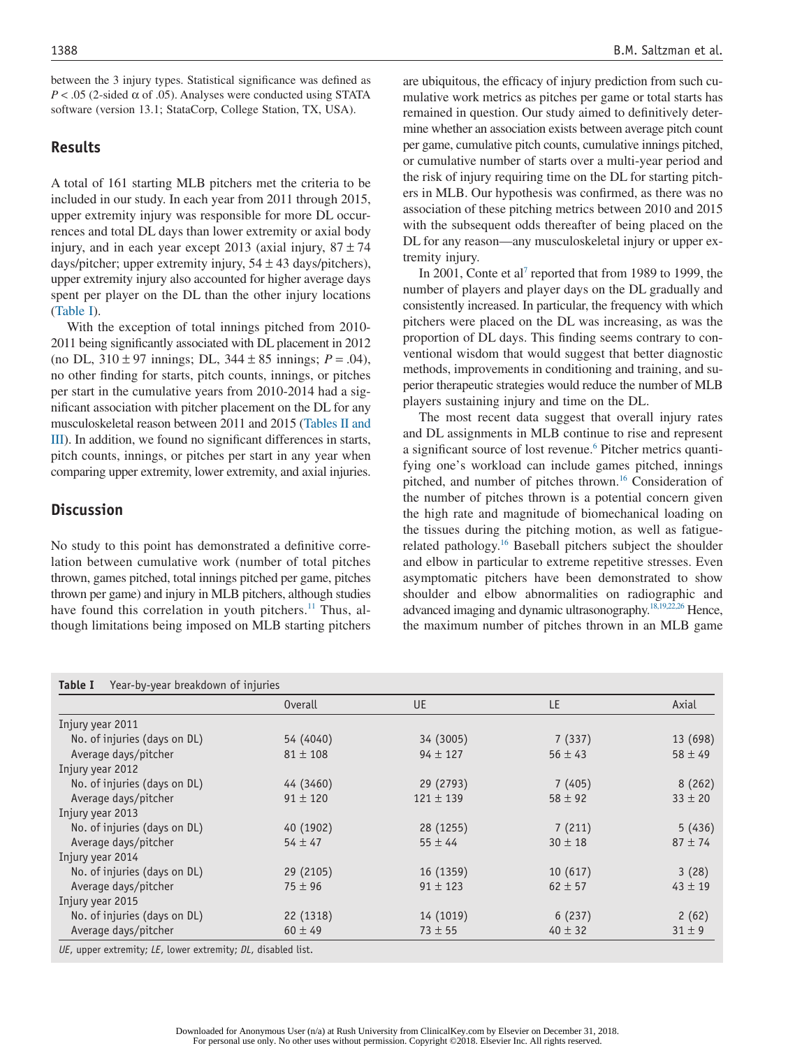between the 3 injury types. Statistical significance was defined as $P < .05$ (2-sided $\alpha$ of .05). Analyses were conducted using STATA software (version 13.1; StataCorp, College Station, TX, USA).

## Results

A total of 161 starting MLB pitchers met the criteria to be included in our study. In each year from 2011 through 2015, upper extremity injury was responsible for more DL occurrences and total DL days than lower extremity or axial body injury, and in each year except 2013 (axial injury, 87 ± 74 days/pitcher; upper extremity injury, 54 ± 43 days/pitchers), upper extremity injury also accounted for higher average days spent per player on the DL than the other injury locations (Table I).

With the exception of total innings pitched from 2010-2011 being significantly associated with DL placement in 2012 (no DL, 310 ± 97 innings; DL, 344 ± 85 innings; $P = .04$), no other finding for starts, pitch counts, innings, or pitches per start in the cumulative years from 2010-2014 had a significant association with pitcher placement on the DL for any musculoskeletal reason between 2011 and 2015 (Tables II and III). In addition, we found no significant differences in starts, pitch counts, innings, or pitches per start in any year when comparing upper extremity, lower extremity, and axial injuries.

## Discussion

No study to this point has demonstrated a definitive correlation between cumulative work (number of total pitches thrown, games pitched, total innings pitched per game, pitches thrown per game) and injury in MLB pitchers, although studies have found this correlation in youth pitchers.[11] Thus, although limitations being imposed on MLB starting pitchers are ubiquitous, the efficacy of injury prediction from such cumulative work metrics as pitches per game or total starts has remained in question. Our study aimed to definitively determine whether an association exists between average pitch count per game, cumulative pitch counts, cumulative innings pitched, or cumulative number of starts over a multi-year period and the risk of injury requiring time on the DL for starting pitchers in MLB. Our hypothesis was confirmed, as there was no association of these pitching metrics between 2010 and 2015 with the subsequent odds thereafter of being placed on the DL for any reason—any musculoskeletal injury or upper extremity injury.

In 2001, Conte et al[7] reported that from 1989 to 1999, the number of players and player days on the DL gradually and consistently increased. In particular, the frequency with which pitchers were placed on the DL was increasing, as was the proportion of DL days. This finding seems contrary to conventional wisdom that would suggest that better diagnostic methods, improvements in conditioning and training, and superior therapeutic strategies would reduce the number of MLB players sustaining injury and time on the DL.

The most recent data suggest that overall injury rates and DL assignments in MLB continue to rise and represent a significant source of lost revenue.[6] Pitcher metrics quantifying one's workload can include games pitched, innings pitched, and number of pitches thrown.[16] Consideration of the number of pitches thrown is a potential concern given the high rate and magnitude of biomechanical loading on the tissues during the pitching motion, as well as fatigue-related pathology.[16] Baseball pitchers subject the shoulder and elbow in particular to extreme repetitive stresses. Even asymptomatic pitchers have been demonstrated to show shoulder and elbow abnormalities on radiographic and advanced imaging and dynamic ultrasonography.[18,19,22,26] Hence, the maximum number of pitches thrown in an MLB game

**Table I** Year-by-year breakdown of injuries

| | Overall | UE | LE | Axial |
|---|---|---|---|---|
| Injury year 2011 | | | | |
| No. of injuries (days on DL) | 54 (4040) | 34 (3005) | 7 (337) | 13 (698) |
| Average days/pitcher | 81 ± 108 | 94 ± 127 | 56 ± 43 | 58 ± 49 |
| Injury year 2012 | | | | |
| No. of injuries (days on DL) | 44 (3460) | 29 (2793) | 7 (405) | 8 (262) |
| Average days/pitcher | 91 ± 120 | 121 ± 139 | 58 ± 92 | 33 ± 20 |
| Injury year 2013 | | | | |
| No. of injuries (days on DL) | 40 (1902) | 28 (1255) | 7 (211) | 5 (436) |
| Average days/pitcher | 54 ± 47 | 55 ± 44 | 30 ± 18 | 87 ± 74 |
| Injury year 2014 | | | | |
| No. of injuries (days on DL) | 29 (2105) | 16 (1359) | 10 (617) | 3 (28) |
| Average days/pitcher | 75 ± 96 | 91 ± 123 | 62 ± 57 | 43 ± 19 |
| Injury year 2015 | | | | |
| No. of injuries (days on DL) | 22 (1318) | 14 (1019) | 6 (237) | 2 (62) |
| Average days/pitcher | 60 ± 49 | 73 ± 55 | 40 ± 32 | 31 ± 9 |

*UE*, upper extremity; *LE*, lower extremity; *DL*, disabled list.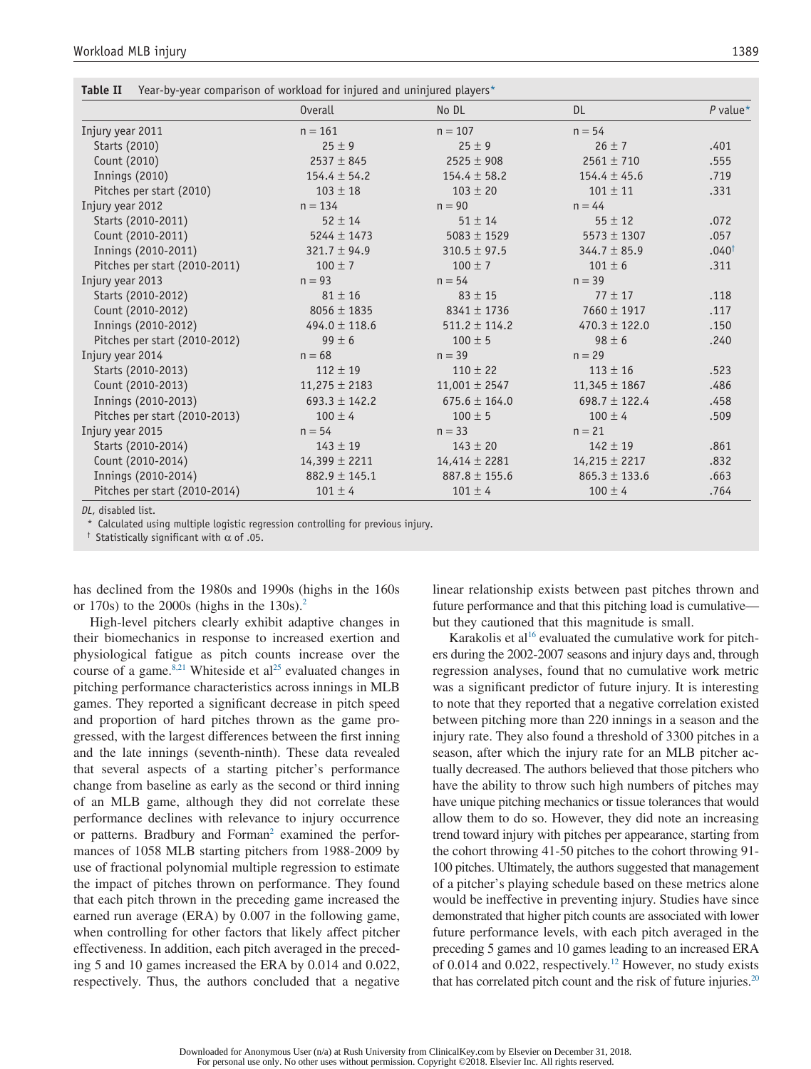**Table II** Year-by-year comparison of workload for injured and uninjured players*

| | Overall | No DL | DL | P value* |
|---|---|---|---|---|
| Injury year 2011 | n = 161 | n = 107 | n = 54 | |
| Starts (2010) | 25 ± 9 | 25 ± 9 | 26 ± 7 | .401 |
| Count (2010) | 2537 ± 845 | 2525 ± 908 | 2561 ± 710 | .555 |
| Innings (2010) | 154.4 ± 54.2 | 154.4 ± 58.2 | 154.4 ± 45.6 | .719 |
| Pitches per start (2010) | 103 ± 18 | 103 ± 20 | 101 ± 11 | .331 |
| Injury year 2012 | n = 134 | n = 90 | n = 44 | |
| Starts (2010-2011) | 52 ± 14 | 51 ± 14 | 55 ± 12 | .072 |
| Count (2010-2011) | 5244 ± 1473 | 5083 ± 1529 | 5573 ± 1307 | .057 |
| Innings (2010-2011) | 321.7 ± 94.9 | 310.5 ± 97.5 | 344.7 ± 85.9 | .040† |
| Pitches per start (2010-2011) | 100 ± 7 | 100 ± 7 | 101 ± 6 | .311 |
| Injury year 2013 | n = 93 | n = 54 | n = 39 | |
| Starts (2010-2012) | 81 ± 16 | 83 ± 15 | 77 ± 17 | .118 |
| Count (2010-2012) | 8056 ± 1835 | 8341 ± 1736 | 7660 ± 1917 | .117 |
| Innings (2010-2012) | 494.0 ± 118.6 | 511.2 ± 114.2 | 470.3 ± 122.0 | .150 |
| Pitches per start (2010-2012) | 99 ± 6 | 100 ± 5 | 98 ± 6 | .240 |
| Injury year 2014 | n = 68 | n = 39 | n = 29 | |
| Starts (2010-2013) | 112 ± 19 | 110 ± 22 | 113 ± 16 | .523 |
| Count (2010-2013) | 11,275 ± 2183 | 11,001 ± 2547 | 11,345 ± 1867 | .486 |
| Innings (2010-2013) | 693.3 ± 142.2 | 675.6 ± 164.0 | 698.7 ± 122.4 | .458 |
| Pitches per start (2010-2013) | 100 ± 4 | 100 ± 5 | 100 ± 4 | .509 |
| Injury year 2015 | n = 54 | n = 33 | n = 21 | |
| Starts (2010-2014) | 143 ± 19 | 143 ± 20 | 142 ± 19 | .861 |
| Count (2010-2014) | 14,399 ± 2211 | 14,414 ± 2281 | 14,215 ± 2217 | .832 |
| Innings (2010-2014) | 882.9 ± 145.1 | 887.8 ± 155.6 | 865.3 ± 133.6 | .663 |
| Pitches per start (2010-2014) | 101 ± 4 | 101 ± 4 | 100 ± 4 | .764 |

*DL*, disabled list.
\* Calculated using multiple logistic regression controlling for previous injury.
† Statistically significant with α of .05.

has declined from the 1980s and 1990s (highs in the 160s or 170s) to the 2000s (highs in the 130s).[2]

High-level pitchers clearly exhibit adaptive changes in their biomechanics in response to increased exertion and physiological fatigue as pitch counts increase over the course of a game.[8,21] Whiteside et al[25] evaluated changes in pitching performance characteristics across innings in MLB games. They reported a significant decrease in pitch speed and proportion of hard pitches thrown as the game progressed, with the largest differences between the first inning and the late innings (seventh-ninth). These data revealed that several aspects of a starting pitcher's performance change from baseline as early as the second or third inning of an MLB game, although they did not correlate these performance declines with relevance to injury occurrence or patterns. Bradbury and Forman[2] examined the performances of 1058 MLB starting pitchers from 1988-2009 by use of fractional polynomial multiple regression to estimate the impact of pitches thrown on performance. They found that each pitch thrown in the preceding game increased the earned run average (ERA) by 0.007 in the following game, when controlling for other factors that likely affect pitcher effectiveness. In addition, each pitch averaged in the preceding 5 and 10 games increased the ERA by 0.014 and 0.022, respectively. Thus, the authors concluded that a negative linear relationship exists between past pitches thrown and future performance and that this pitching load is cumulative—but they cautioned that this magnitude is small.

Karakolis et al[16] evaluated the cumulative work for pitchers during the 2002-2007 seasons and injury days and, through regression analyses, found that no cumulative work metric was a significant predictor of future injury. It is interesting to note that they reported that a negative correlation existed between pitching more than 220 innings in a season and the injury rate. They also found a threshold of 3300 pitches in a season, after which the injury rate for an MLB pitcher actually decreased. The authors believed that those pitchers who have the ability to throw such high numbers of pitches may have unique pitching mechanics or tissue tolerances that would allow them to do so. However, they did note an increasing trend toward injury with pitches per appearance, starting from the cohort throwing 41-50 pitches to the cohort throwing 91-100 pitches. Ultimately, the authors suggested that management of a pitcher's playing schedule based on these metrics alone would be ineffective in preventing injury. Studies have since demonstrated that higher pitch counts are associated with lower future performance levels, with each pitch averaged in the preceding 5 games and 10 games leading to an increased ERA of 0.014 and 0.022, respectively.[12] However, no study exists that has correlated pitch count and the risk of future injuries.[20]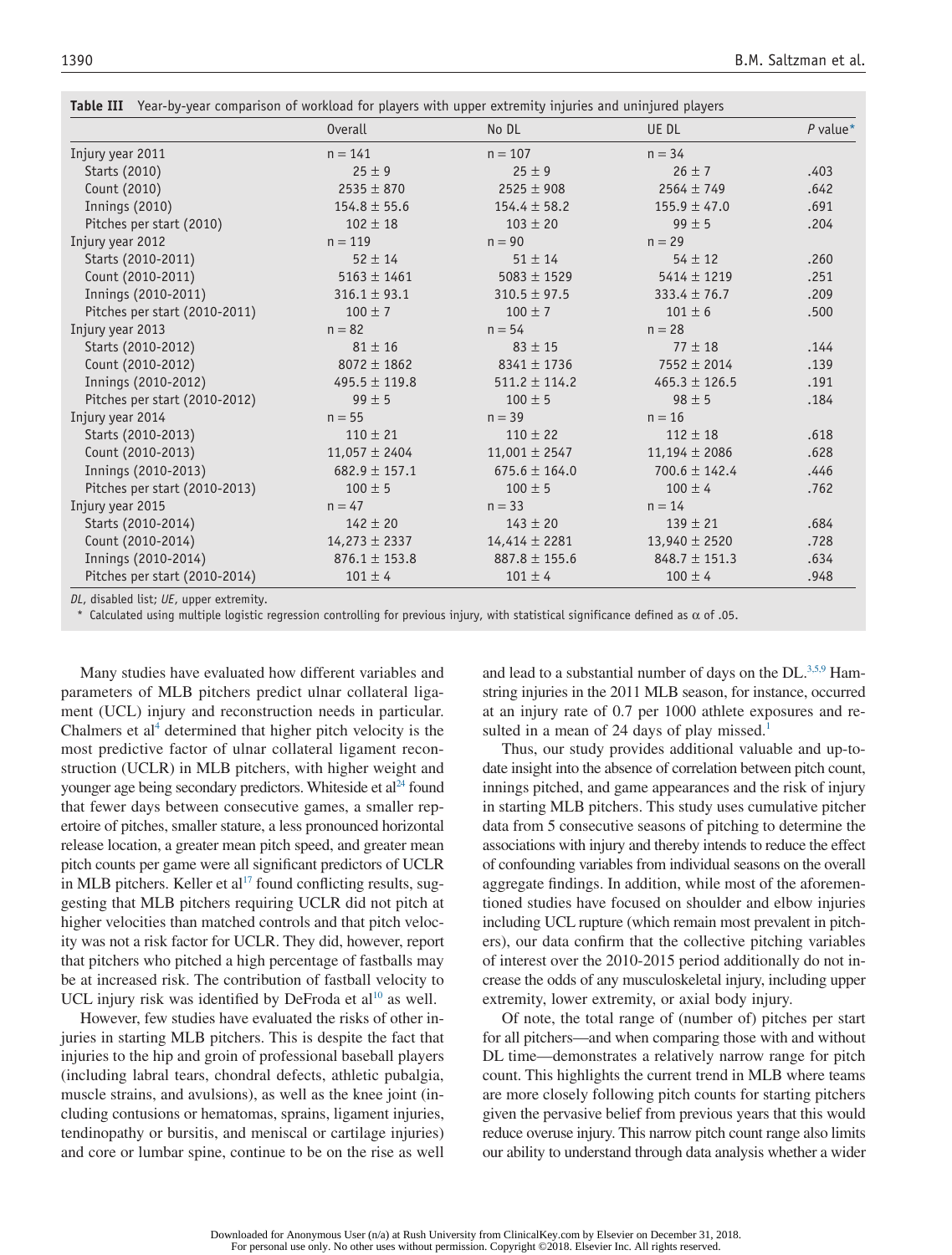**Table III** Year-by-year comparison of workload for players with upper extremity injuries and uninjured players

| | Overall | No DL | UE DL | *P* value* |
|---|---|---|---|---|
| Injury year 2011 | n = 141 | n = 107 | n = 34 | |
| Starts (2010) | 25 ± 9 | 25 ± 9 | 26 ± 7 | .403 |
| Count (2010) | 2535 ± 870 | 2525 ± 908 | 2564 ± 749 | .642 |
| Innings (2010) | 154.8 ± 55.6 | 154.4 ± 58.2 | 155.9 ± 47.0 | .691 |
| Pitches per start (2010) | 102 ± 18 | 103 ± 20 | 99 ± 5 | .204 |
| Injury year 2012 | n = 119 | n = 90 | n = 29 | |
| Starts (2010-2011) | 52 ± 14 | 51 ± 14 | 54 ± 12 | .260 |
| Count (2010-2011) | 5163 ± 1461 | 5083 ± 1529 | 5414 ± 1219 | .251 |
| Innings (2010-2011) | 316.1 ± 93.1 | 310.5 ± 97.5 | 333.4 ± 76.7 | .209 |
| Pitches per start (2010-2011) | 100 ± 7 | 100 ± 7 | 101 ± 6 | .500 |
| Injury year 2013 | n = 82 | n = 54 | n = 28 | |
| Starts (2010-2012) | 81 ± 16 | 83 ± 15 | 77 ± 18 | .144 |
| Count (2010-2012) | 8072 ± 1862 | 8341 ± 1736 | 7552 ± 2014 | .139 |
| Innings (2010-2012) | 495.5 ± 119.8 | 511.2 ± 114.2 | 465.3 ± 126.5 | .191 |
| Pitches per start (2010-2012) | 99 ± 5 | 100 ± 5 | 98 ± 5 | .184 |
| Injury year 2014 | n = 55 | n = 39 | n = 16 | |
| Starts (2010-2013) | 110 ± 21 | 110 ± 22 | 112 ± 18 | .618 |
| Count (2010-2013) | 11,057 ± 2404 | 11,001 ± 2547 | 11,194 ± 2086 | .628 |
| Innings (2010-2013) | 682.9 ± 157.1 | 675.6 ± 164.0 | 700.6 ± 142.4 | .446 |
| Pitches per start (2010-2013) | 100 ± 5 | 100 ± 5 | 100 ± 4 | .762 |
| Injury year 2015 | n = 47 | n = 33 | n = 14 | |
| Starts (2010-2014) | 142 ± 20 | 143 ± 20 | 139 ± 21 | .684 |
| Count (2010-2014) | 14,273 ± 2337 | 14,414 ± 2281 | 13,940 ± 2520 | .728 |
| Innings (2010-2014) | 876.1 ± 153.8 | 887.8 ± 155.6 | 848.7 ± 151.3 | .634 |
| Pitches per start (2010-2014) | 101 ± 4 | 101 ± 4 | 100 ± 4 | .948 |

*DL*, disabled list; *UE*, upper extremity.

\* Calculated using multiple logistic regression controlling for previous injury, with statistical significance defined as $\alpha$ of .05.

Many studies have evaluated how different variables and parameters of MLB pitchers predict ulnar collateral ligament (UCL) injury and reconstruction needs in particular. Chalmers et al[4] determined that higher pitch velocity is the most predictive factor of ulnar collateral ligament reconstruction (UCLR) in MLB pitchers, with higher weight and younger age being secondary predictors. Whiteside et al[24] found that fewer days between consecutive games, a smaller repertoire of pitches, smaller stature, a less pronounced horizontal release location, a greater mean pitch speed, and greater mean pitch counts per game were all significant predictors of UCLR in MLB pitchers. Keller et al[17] found conflicting results, suggesting that MLB pitchers requiring UCLR did not pitch at higher velocities than matched controls and that pitch velocity was not a risk factor for UCLR. They did, however, report that pitchers who pitched a high percentage of fastballs may be at increased risk. The contribution of fastball velocity to UCL injury risk was identified by DeFroda et al[10] as well.

However, few studies have evaluated the risks of other injuries in starting MLB pitchers. This is despite the fact that injuries to the hip and groin of professional baseball players (including labral tears, chondral defects, athletic pubalgia, muscle strains, and avulsions), as well as the knee joint (including contusions or hematomas, sprains, ligament injuries, tendinopathy or bursitis, and meniscal or cartilage injuries) and core or lumbar spine, continue to be on the rise as well and lead to a substantial number of days on the DL.[3,5,9] Hamstring injuries in the 2011 MLB season, for instance, occurred at an injury rate of 0.7 per 1000 athlete exposures and resulted in a mean of 24 days of play missed.[1]

Thus, our study provides additional valuable and up-to-date insight into the absence of correlation between pitch count, innings pitched, and game appearances and the risk of injury in starting MLB pitchers. This study uses cumulative pitcher data from 5 consecutive seasons of pitching to determine the associations with injury and thereby intends to reduce the effect of confounding variables from individual seasons on the overall aggregate findings. In addition, while most of the aforementioned studies have focused on shoulder and elbow injuries including UCL rupture (which remain most prevalent in pitchers), our data confirm that the collective pitching variables of interest over the 2010-2015 period additionally do not increase the odds of any musculoskeletal injury, including upper extremity, lower extremity, or axial body injury.

Of note, the total range of (number of) pitches per start for all pitchers—and when comparing those with and without DL time—demonstrates a relatively narrow range for pitch count. This highlights the current trend in MLB where teams are more closely following pitch counts for starting pitchers given the pervasive belief from previous years that this would reduce overuse injury. This narrow pitch count range also limits our ability to understand through data analysis whether a wider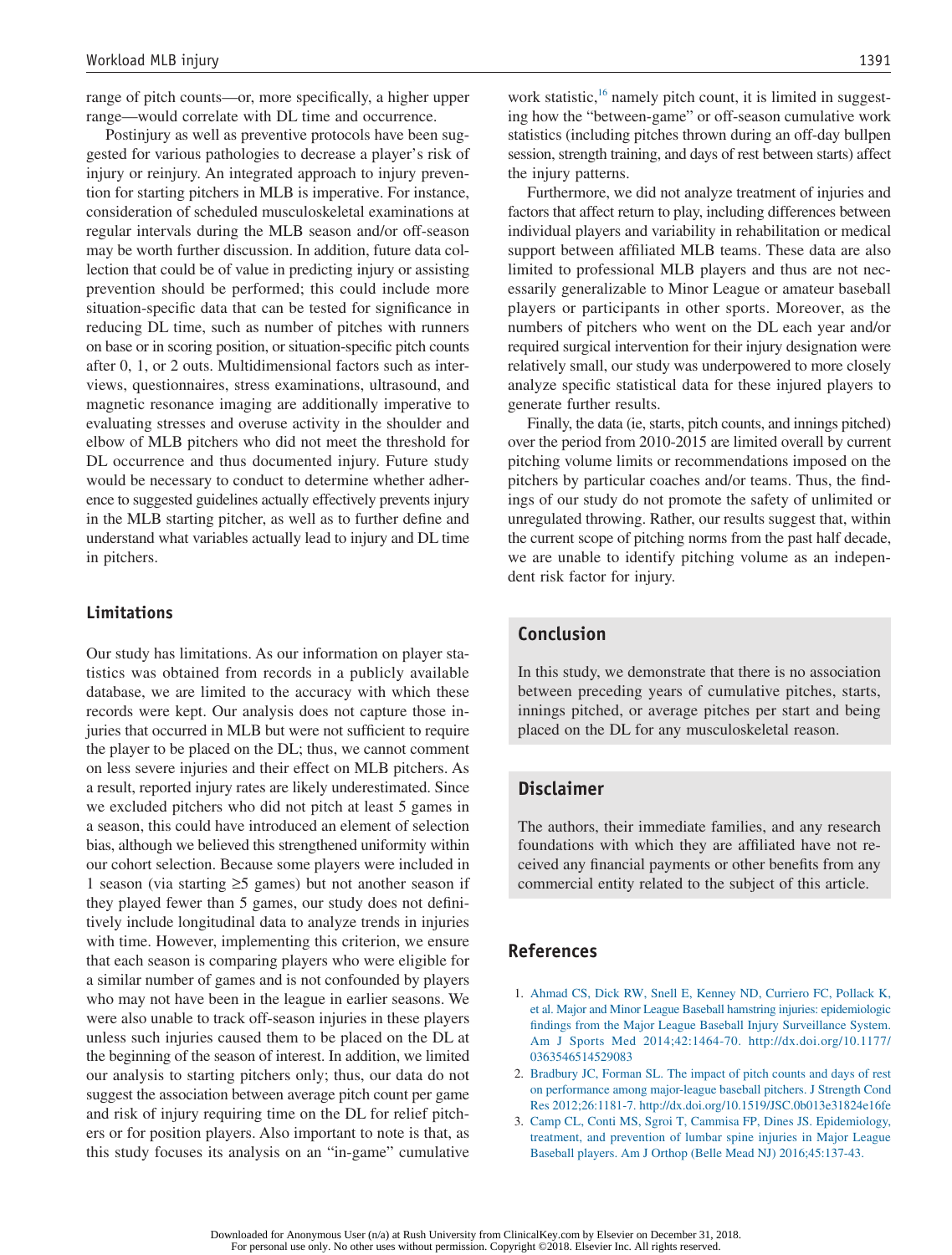range of pitch counts—or, more specifically, a higher upper range—would correlate with DL time and occurrence.

Postinjury as well as preventive protocols have been suggested for various pathologies to decrease a player's risk of injury or reinjury. An integrated approach to injury prevention for starting pitchers in MLB is imperative. For instance, consideration of scheduled musculoskeletal examinations at regular intervals during the MLB season and/or off-season may be worth further discussion. In addition, future data collection that could be of value in predicting injury or assisting prevention should be performed; this could include more situation-specific data that can be tested for significance in reducing DL time, such as number of pitches with runners on base or in scoring position, or situation-specific pitch counts after 0, 1, or 2 outs. Multidimensional factors such as interviews, questionnaires, stress examinations, ultrasound, and magnetic resonance imaging are additionally imperative to evaluating stresses and overuse activity in the shoulder and elbow of MLB pitchers who did not meet the threshold for DL occurrence and thus documented injury. Future study would be necessary to conduct to determine whether adherence to suggested guidelines actually effectively prevents injury in the MLB starting pitcher, as well as to further define and understand what variables actually lead to injury and DL time in pitchers.

## Limitations

Our study has limitations. As our information on player statistics was obtained from records in a publicly available database, we are limited to the accuracy with which these records were kept. Our analysis does not capture those injuries that occurred in MLB but were not sufficient to require the player to be placed on the DL; thus, we cannot comment on less severe injuries and their effect on MLB pitchers. As a result, reported injury rates are likely underestimated. Since we excluded pitchers who did not pitch at least 5 games in a season, this could have introduced an element of selection bias, although we believed this strengthened uniformity within our cohort selection. Because some players were included in 1 season (via starting ≥5 games) but not another season if they played fewer than 5 games, our study does not definitively include longitudinal data to analyze trends in injuries with time. However, implementing this criterion, we ensure that each season is comparing players who were eligible for a similar number of games and is not confounded by players who may not have been in the league in earlier seasons. We were also unable to track off-season injuries in these players unless such injuries caused them to be placed on the DL at the beginning of the season of interest. In addition, we limited our analysis to starting pitchers only; thus, our data do not suggest the association between average pitch count per game and risk of injury requiring time on the DL for relief pitchers or for position players. Also important to note is that, as this study focuses its analysis on an "in-game" cumulative work statistic,[16] namely pitch count, it is limited in suggesting how the "between-game" or off-season cumulative work statistics (including pitches thrown during an off-day bullpen session, strength training, and days of rest between starts) affect the injury patterns.

Furthermore, we did not analyze treatment of injuries and factors that affect return to play, including differences between individual players and variability in rehabilitation or medical support between affiliated MLB teams. These data are also limited to professional MLB players and thus are not necessarily generalizable to Minor League or amateur baseball players or participants in other sports. Moreover, as the numbers of pitchers who went on the DL each year and/or required surgical intervention for their injury designation were relatively small, our study was underpowered to more closely analyze specific statistical data for these injured players to generate further results.

Finally, the data (ie, starts, pitch counts, and innings pitched) over the period from 2010-2015 are limited overall by current pitching volume limits or recommendations imposed on the pitchers by particular coaches and/or teams. Thus, the findings of our study do not promote the safety of unlimited or unregulated throwing. Rather, our results suggest that, within the current scope of pitching norms from the past half decade, we are unable to identify pitching volume as an independent risk factor for injury.

## Conclusion

In this study, we demonstrate that there is no association between preceding years of cumulative pitches, starts, innings pitched, or average pitches per start and being placed on the DL for any musculoskeletal reason.

## Disclaimer

The authors, their immediate families, and any research foundations with which they are affiliated have not received any financial payments or other benefits from any commercial entity related to the subject of this article.

## References

1. Ahmad CS, Dick RW, Snell E, Kenney ND, Curriero FC, Pollack K, et al. Major and Minor League Baseball hamstring injuries: epidemiologic findings from the Major League Baseball Injury Surveillance System. Am J Sports Med 2014;42:1464-70. http://dx.doi.org/10.1177/0363546514529083
2. Bradbury JC, Forman SL. The impact of pitch counts and days of rest on performance among major-league baseball pitchers. J Strength Cond Res 2012;26:1181-7. http://dx.doi.org/10.1519/JSC.0b013e31824e16fe
3. Camp CL, Conti MS, Sgroi T, Cammisa FP, Dines JS. Epidemiology, treatment, and prevention of lumbar spine injuries in Major League Baseball players. Am J Orthop (Belle Mead NJ) 2016;45:137-43.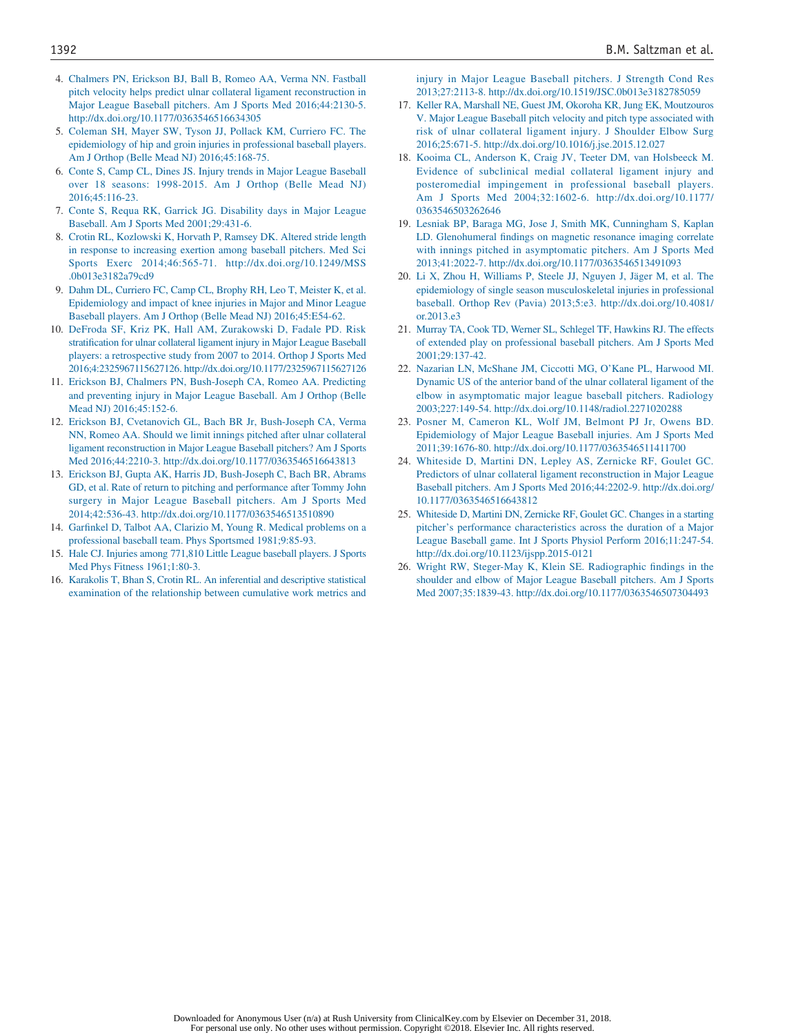4. Chalmers PN, Erickson BJ, Ball B, Romeo AA, Verma NN. Fastball pitch velocity helps predict ulnar collateral ligament reconstruction in Major League Baseball pitchers. Am J Sports Med 2016;44:2130-5. http://dx.doi.org/10.1177/0363546516634305
5. Coleman SH, Mayer SW, Tyson JJ, Pollack KM, Curriero FC. The epidemiology of hip and groin injuries in professional baseball players. Am J Orthop (Belle Mead NJ) 2016;45:168-75.
6. Conte S, Camp CL, Dines JS. Injury trends in Major League Baseball over 18 seasons: 1998-2015. Am J Orthop (Belle Mead NJ) 2016;45:116-23.
7. Conte S, Requa RK, Garrick JG. Disability days in Major League Baseball. Am J Sports Med 2001;29:431-6.
8. Crotin RL, Kozlowski K, Horvath P, Ramsey DK. Altered stride length in response to increasing exertion among baseball pitchers. Med Sci Sports Exerc 2014;46:565-71. http://dx.doi.org/10.1249/MSS.0b013e3182a79cd9
9. Dahm DL, Curriero FC, Camp CL, Brophy RH, Leo T, Meister K, et al. Epidemiology and impact of knee injuries in Major and Minor League Baseball players. Am J Orthop (Belle Mead NJ) 2016;45:E54-62.
10. DeFroda SF, Kriz PK, Hall AM, Zurakowski D, Fadale PD. Risk stratification for ulnar collateral ligament injury in Major League Baseball players: a retrospective study from 2007 to 2014. Orthop J Sports Med 2016;4:2325967115627126. http://dx.doi.org/10.1177/2325967115627126
11. Erickson BJ, Chalmers PN, Bush-Joseph CA, Romeo AA. Predicting and preventing injury in Major League Baseball. Am J Orthop (Belle Mead NJ) 2016;45:152-6.
12. Erickson BJ, Cvetanovich GL, Bach BR Jr, Bush-Joseph CA, Verma NN, Romeo AA. Should we limit innings pitched after ulnar collateral ligament reconstruction in Major League Baseball pitchers? Am J Sports Med 2016;44:2210-3. http://dx.doi.org/10.1177/0363546516643813
13. Erickson BJ, Gupta AK, Harris JD, Bush-Joseph C, Bach BR, Abrams GD, et al. Rate of return to pitching and performance after Tommy John surgery in Major League Baseball pitchers. Am J Sports Med 2014;42:536-43. http://dx.doi.org/10.1177/0363546513510890
14. Garfinkel D, Talbot AA, Clarizio M, Young R. Medical problems on a professional baseball team. Phys Sportsmed 1981;9:85-93.
15. Hale CJ. Injuries among 771,810 Little League baseball players. J Sports Med Phys Fitness 1961;1:80-3.
16. Karakolis T, Bhan S, Crotin RL. An inferential and descriptive statistical examination of the relationship between cumulative work metrics and injury in Major League Baseball pitchers. J Strength Cond Res 2013;27:2113-8. http://dx.doi.org/10.1519/JSC.0b013e3182785059
17. Keller RA, Marshall NE, Guest JM, Okoroha KR, Jung EK, Moutzouros V. Major League Baseball pitch velocity and pitch type associated with risk of ulnar collateral ligament injury. J Shoulder Elbow Surg 2016;25:671-5. http://dx.doi.org/10.1016/j.jse.2015.12.027
18. Kooima CL, Anderson K, Craig JV, Teeter DM, van Holsbeeck M. Evidence of subclinical medial collateral ligament injury and posteromedial impingement in professional baseball players. Am J Sports Med 2004;32:1602-6. http://dx.doi.org/10.1177/0363546503262646
19. Lesniak BP, Baraga MG, Jose J, Smith MK, Cunningham S, Kaplan LD. Glenohumeral findings on magnetic resonance imaging correlate with innings pitched in asymptomatic pitchers. Am J Sports Med 2013;41:2022-7. http://dx.doi.org/10.1177/0363546513491093
20. Li X, Zhou H, Williams P, Steele JJ, Nguyen J, Jäger M, et al. The epidemiology of single season musculoskeletal injuries in professional baseball. Orthop Rev (Pavia) 2013;5:e3. http://dx.doi.org/10.4081/or.2013.e3
21. Murray TA, Cook TD, Werner SL, Schlegel TF, Hawkins RJ. The effects of extended play on professional baseball pitchers. Am J Sports Med 2001;29:137-42.
22. Nazarian LN, McShane JM, Ciccotti MG, O'Kane PL, Harwood MI. Dynamic US of the anterior band of the ulnar collateral ligament of the elbow in asymptomatic major league baseball pitchers. Radiology 2003;227:149-54. http://dx.doi.org/10.1148/radiol.2271020288
23. Posner M, Cameron KL, Wolf JM, Belmont PJ Jr, Owens BD. Epidemiology of Major League Baseball injuries. Am J Sports Med 2011;39:1676-80. http://dx.doi.org/10.1177/0363546511411700
24. Whiteside D, Martini DN, Lepley AS, Zernicke RF, Goulet GC. Predictors of ulnar collateral ligament reconstruction in Major League Baseball pitchers. Am J Sports Med 2016;44:2202-9. http://dx.doi.org/10.1177/0363546516643812
25. Whiteside D, Martini DN, Zernicke RF, Goulet GC. Changes in a starting pitcher's performance characteristics across the duration of a Major League Baseball game. Int J Sports Physiol Perform 2016;11:247-54. http://dx.doi.org/10.1123/ijspp.2015-0121
26. Wright RW, Steger-May K, Klein SE. Radiographic findings in the shoulder and elbow of Major League Baseball pitchers. Am J Sports Med 2007;35:1839-43. http://dx.doi.org/10.1177/0363546507304493